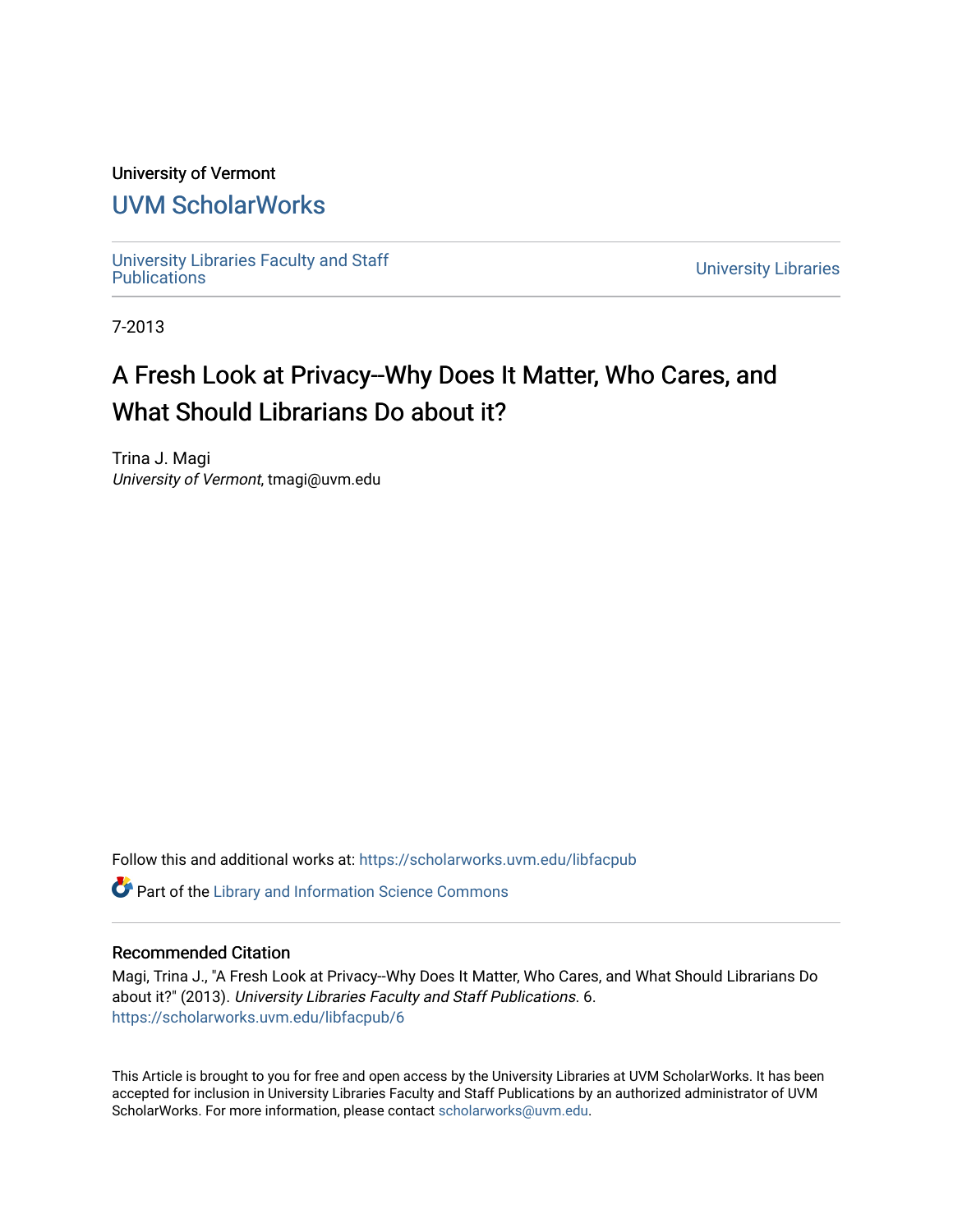University of Vermont

# UVM ScholarWorks

University Libraries Faculty and Staff Publications

University Libraries

7-2013

# A Fresh Look at Privacy--Why Does It Matter, Who Cares, and What Should Librarians Do about it?

Trina J. Magi
*University of Vermont*, tmagi@uvm.edu

Follow this and additional works at: https://scholarworks.uvm.edu/libfacpub

Part of the Library and Information Science Commons

## Recommended Citation

Magi, Trina J., "A Fresh Look at Privacy--Why Does It Matter, Who Cares, and What Should Librarians Do about it?" (2013). *University Libraries Faculty and Staff Publications*. 6.
https://scholarworks.uvm.edu/libfacpub/6

This Article is brought to you for free and open access by the University Libraries at UVM ScholarWorks. It has been accepted for inclusion in University Libraries Faculty and Staff Publications by an authorized administrator of UVM ScholarWorks. For more information, please contact scholarworks@uvm.edu.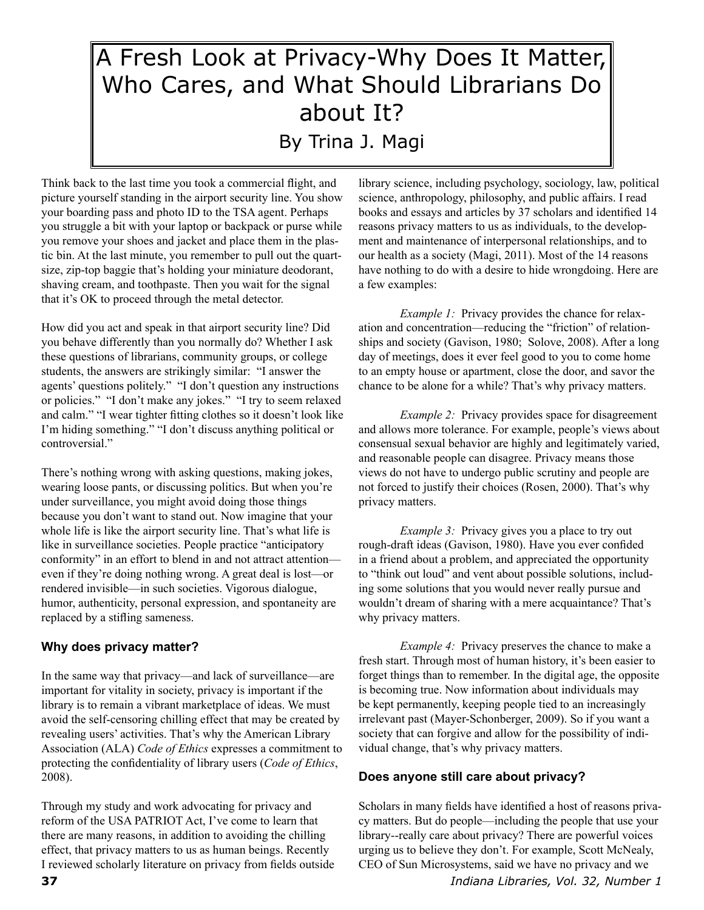# A Fresh Look at Privacy-Why Does It Matter, Who Cares, and What Should Librarians Do about It?

By Trina J. Magi

Think back to the last time you took a commercial flight, and picture yourself standing in the airport security line. You show your boarding pass and photo ID to the TSA agent. Perhaps you struggle a bit with your laptop or backpack or purse while you remove your shoes and jacket and place them in the plastic bin. At the last minute, you remember to pull out the quart-size, zip-top baggie that's holding your miniature deodorant, shaving cream, and toothpaste. Then you wait for the signal that it's OK to proceed through the metal detector.

How did you act and speak in that airport security line? Did you behave differently than you normally do? Whether I ask these questions of librarians, community groups, or college students, the answers are strikingly similar: "I answer the agents' questions politely." "I don't question any instructions or policies." "I don't make any jokes." "I try to seem relaxed and calm." "I wear tighter fitting clothes so it doesn't look like I'm hiding something." "I don't discuss anything political or controversial."

There's nothing wrong with asking questions, making jokes, wearing loose pants, or discussing politics. But when you're under surveillance, you might avoid doing those things because you don't want to stand out. Now imagine that your whole life is like the airport security line. That's what life is like in surveillance societies. People practice "anticipatory conformity" in an effort to blend in and not attract attention—even if they're doing nothing wrong. A great deal is lost—or rendered invisible—in such societies. Vigorous dialogue, humor, authenticity, personal expression, and spontaneity are replaced by a stifling sameness.

## Why does privacy matter?

In the same way that privacy—and lack of surveillance—are important for vitality in society, privacy is important if the library is to remain a vibrant marketplace of ideas. We must avoid the self-censoring chilling effect that may be created by revealing users' activities. That's why the American Library Association (ALA) *Code of Ethics* expresses a commitment to protecting the confidentiality of library users (*Code of Ethics*, 2008).

Through my study and work advocating for privacy and reform of the USA PATRIOT Act, I've come to learn that there are many reasons, in addition to avoiding the chilling effect, that privacy matters to us as human beings. Recently I reviewed scholarly literature on privacy from fields outside library science, including psychology, sociology, law, political science, anthropology, philosophy, and public affairs. I read books and essays and articles by 37 scholars and identified 14 reasons privacy matters to us as individuals, to the development and maintenance of interpersonal relationships, and to our health as a society (Magi, 2011). Most of the 14 reasons have nothing to do with a desire to hide wrongdoing. Here are a few examples:

*Example 1:* Privacy provides the chance for relaxation and concentration—reducing the "friction" of relationships and society (Gavison, 1980; Solove, 2008). After a long day of meetings, does it ever feel good to you to come home to an empty house or apartment, close the door, and savor the chance to be alone for a while? That's why privacy matters.

*Example 2:* Privacy provides space for disagreement and allows more tolerance. For example, people's views about consensual sexual behavior are highly and legitimately varied, and reasonable people can disagree. Privacy means those views do not have to undergo public scrutiny and people are not forced to justify their choices (Rosen, 2000). That's why privacy matters.

*Example 3:* Privacy gives you a place to try out rough-draft ideas (Gavison, 1980). Have you ever confided in a friend about a problem, and appreciated the opportunity to "think out loud" and vent about possible solutions, including some solutions that you would never really pursue and wouldn't dream of sharing with a mere acquaintance? That's why privacy matters.

*Example 4:* Privacy preserves the chance to make a fresh start. Through most of human history, it's been easier to forget things than to remember. In the digital age, the opposite is becoming true. Now information about individuals may be kept permanently, keeping people tied to an increasingly irrelevant past (Mayer-Schonberger, 2009). So if you want a society that can forgive and allow for the possibility of individual change, that's why privacy matters.

## Does anyone still care about privacy?

Scholars in many fields have identified a host of reasons privacy matters. But do people—including the people that use your library--really care about privacy? There are powerful voices urging us to believe they don't. For example, Scott McNealy, CEO of Sun Microsystems, said we have no privacy and we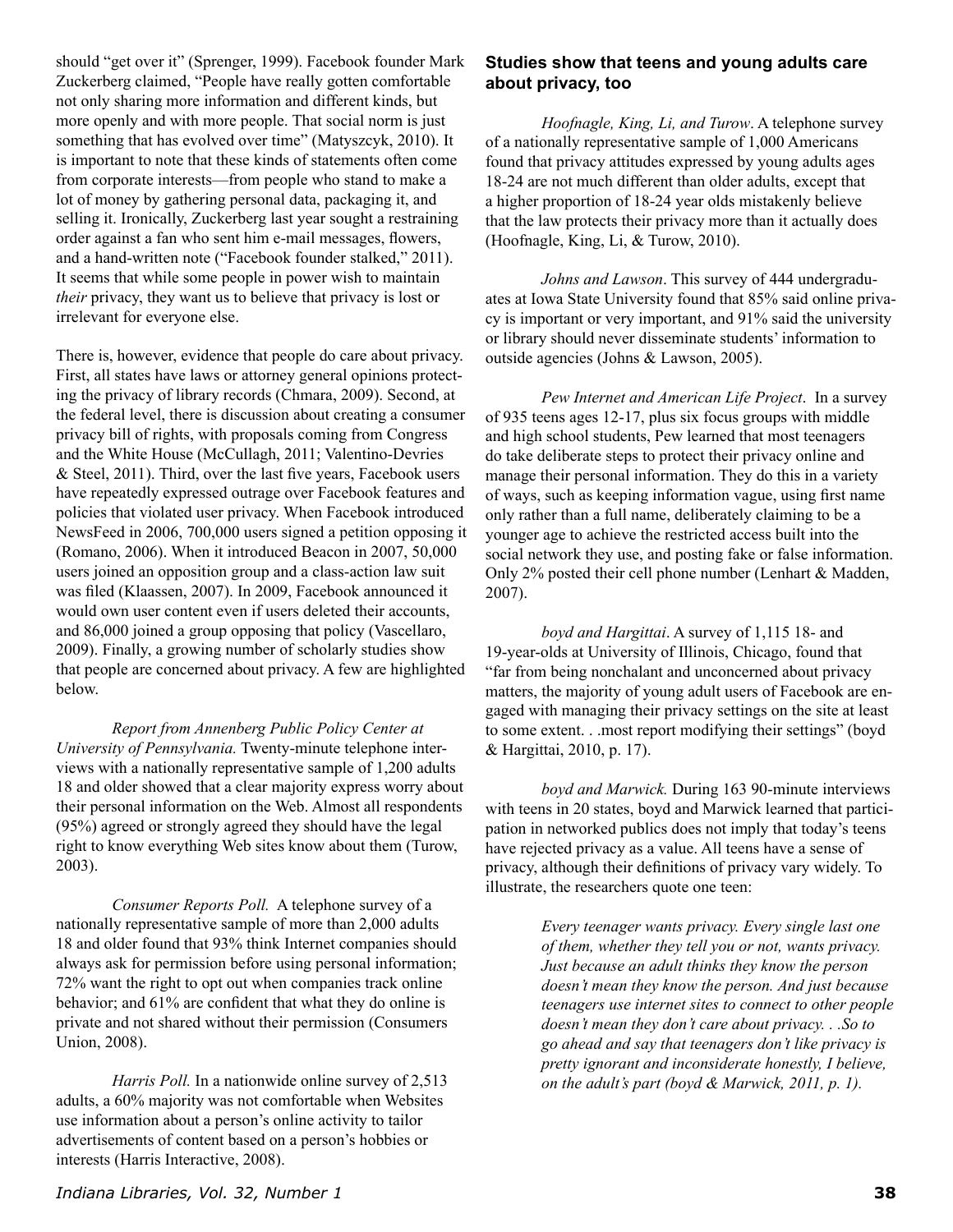should "get over it" (Sprenger, 1999). Facebook founder Mark Zuckerberg claimed, "People have really gotten comfortable not only sharing more information and different kinds, but more openly and with more people. That social norm is just something that has evolved over time" (Matyszcyk, 2010). It is important to note that these kinds of statements often come from corporate interests—from people who stand to make a lot of money by gathering personal data, packaging it, and selling it. Ironically, Zuckerberg last year sought a restraining order against a fan who sent him e-mail messages, flowers, and a hand-written note ("Facebook founder stalked," 2011). It seems that while some people in power wish to maintain *their* privacy, they want us to believe that privacy is lost or irrelevant for everyone else.

There is, however, evidence that people do care about privacy. First, all states have laws or attorney general opinions protecting the privacy of library records (Chmara, 2009). Second, at the federal level, there is discussion about creating a consumer privacy bill of rights, with proposals coming from Congress and the White House (McCullagh, 2011; Valentino-Devries & Steel, 2011). Third, over the last five years, Facebook users have repeatedly expressed outrage over Facebook features and policies that violated user privacy. When Facebook introduced NewsFeed in 2006, 700,000 users signed a petition opposing it (Romano, 2006). When it introduced Beacon in 2007, 50,000 users joined an opposition group and a class-action law suit was filed (Klaassen, 2007). In 2009, Facebook announced it would own user content even if users deleted their accounts, and 86,000 joined a group opposing that policy (Vascellaro, 2009). Finally, a growing number of scholarly studies show that people are concerned about privacy. A few are highlighted below.

*Report from Annenberg Public Policy Center at University of Pennsylvania.* Twenty-minute telephone interviews with a nationally representative sample of 1,200 adults 18 and older showed that a clear majority express worry about their personal information on the Web. Almost all respondents (95%) agreed or strongly agreed they should have the legal right to know everything Web sites know about them (Turow, 2003).

*Consumer Reports Poll.* A telephone survey of a nationally representative sample of more than 2,000 adults 18 and older found that 93% think Internet companies should always ask for permission before using personal information; 72% want the right to opt out when companies track online behavior; and 61% are confident that what they do online is private and not shared without their permission (Consumers Union, 2008).

*Harris Poll.* In a nationwide online survey of 2,513 adults, a 60% majority was not comfortable when Websites use information about a person's online activity to tailor advertisements of content based on a person's hobbies or interests (Harris Interactive, 2008).

### Studies show that teens and young adults care about privacy, too

*Hoofnagle, King, Li, and Turow*. A telephone survey of a nationally representative sample of 1,000 Americans found that privacy attitudes expressed by young adults ages 18-24 are not much different than older adults, except that a higher proportion of 18-24 year olds mistakenly believe that the law protects their privacy more than it actually does (Hoofnagle, King, Li, & Turow, 2010).

*Johns and Lawson*. This survey of 444 undergraduates at Iowa State University found that 85% said online privacy is important or very important, and 91% said the university or library should never disseminate students' information to outside agencies (Johns & Lawson, 2005).

*Pew Internet and American Life Project*. In a survey of 935 teens ages 12-17, plus six focus groups with middle and high school students, Pew learned that most teenagers do take deliberate steps to protect their privacy online and manage their personal information. They do this in a variety of ways, such as keeping information vague, using first name only rather than a full name, deliberately claiming to be a younger age to achieve the restricted access built into the social network they use, and posting fake or false information. Only 2% posted their cell phone number (Lenhart & Madden, 2007).

*boyd and Hargittai*. A survey of 1,115 18- and 19-year-olds at University of Illinois, Chicago, found that "far from being nonchalant and unconcerned about privacy matters, the majority of young adult users of Facebook are engaged with managing their privacy settings on the site at least to some extent. . .most report modifying their settings" (boyd & Hargittai, 2010, p. 17).

*boyd and Marwick.* During 163 90-minute interviews with teens in 20 states, boyd and Marwick learned that participation in networked publics does not imply that today's teens have rejected privacy as a value. All teens have a sense of privacy, although their definitions of privacy vary widely. To illustrate, the researchers quote one teen:

> *Every teenager wants privacy. Every single last one of them, whether they tell you or not, wants privacy. Just because an adult thinks they know the person doesn't mean they know the person. And just because teenagers use internet sites to connect to other people doesn't mean they don't care about privacy. . .So to go ahead and say that teenagers don't like privacy is pretty ignorant and inconsiderate honestly, I believe, on the adult's part (boyd & Marwick, 2011, p. 1).*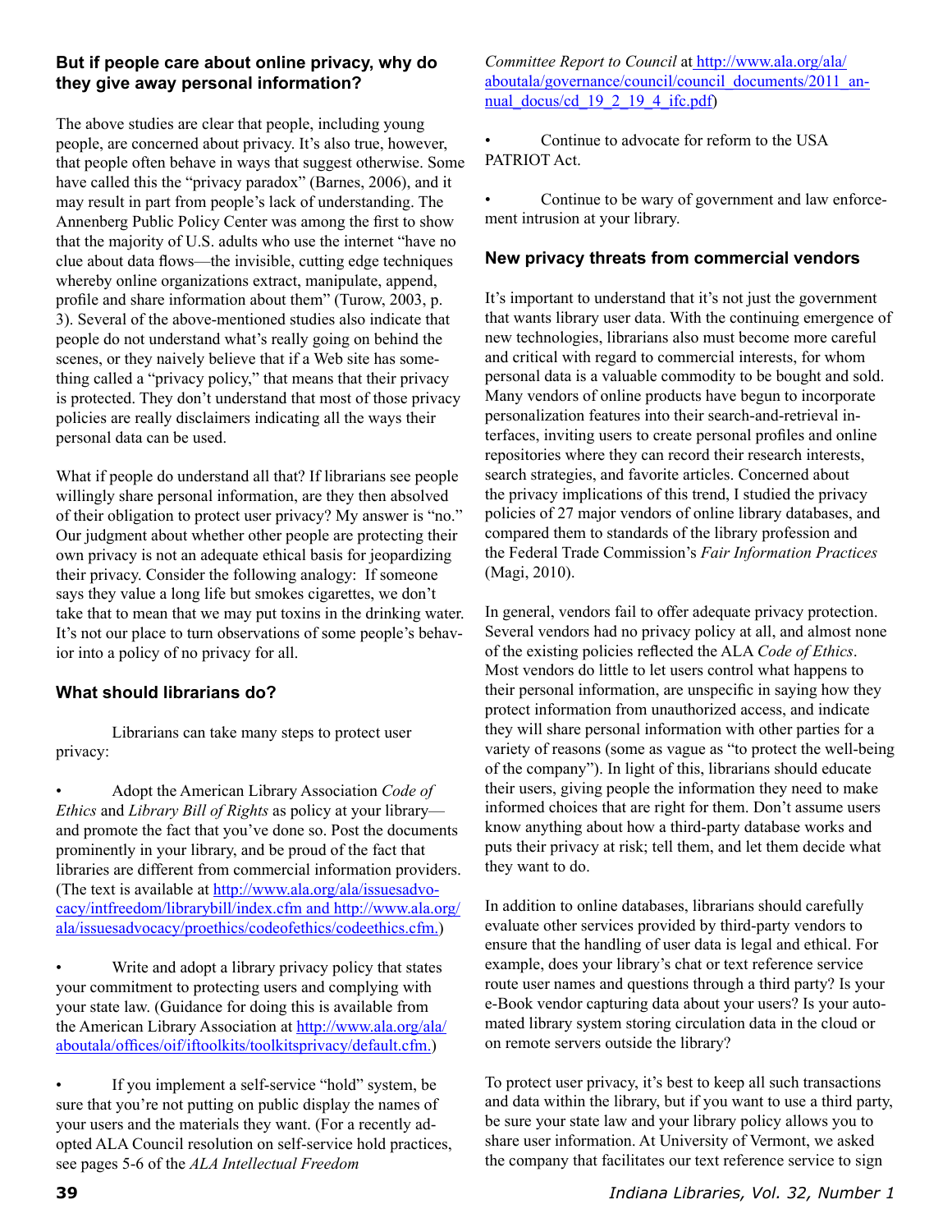### But if people care about online privacy, why do they give away personal information?

The above studies are clear that people, including young people, are concerned about privacy. It's also true, however, that people often behave in ways that suggest otherwise. Some have called this the "privacy paradox" (Barnes, 2006), and it may result in part from people's lack of understanding. The Annenberg Public Policy Center was among the first to show that the majority of U.S. adults who use the internet "have no clue about data flows—the invisible, cutting edge techniques whereby online organizations extract, manipulate, append, profile and share information about them" (Turow, 2003, p. 3). Several of the above-mentioned studies also indicate that people do not understand what's really going on behind the scenes, or they naively believe that if a Web site has something called a "privacy policy," that means that their privacy is protected. They don't understand that most of those privacy policies are really disclaimers indicating all the ways their personal data can be used.

What if people do understand all that? If librarians see people willingly share personal information, are they then absolved of their obligation to protect user privacy? My answer is "no." Our judgment about whether other people are protecting their own privacy is not an adequate ethical basis for jeopardizing their privacy. Consider the following analogy: If someone says they value a long life but smokes cigarettes, we don't take that to mean that we may put toxins in the drinking water. It's not our place to turn observations of some people's behavior into a policy of no privacy for all.

### What should librarians do?

Librarians can take many steps to protect user privacy:

- Adopt the American Library Association *Code of Ethics* and *Library Bill of Rights* as policy at your library—and promote the fact that you've done so. Post the documents prominently in your library, and be proud of the fact that libraries are different from commercial information providers. (The text is available at http://www.ala.org/ala/issuesadvocacy/intfreedom/librarybill/index.cfm and http://www.ala.org/ala/issuesadvocacy/proethics/codeofethics/codeethics.cfm.)

- Write and adopt a library privacy policy that states your commitment to protecting users and complying with your state law. (Guidance for doing this is available from the American Library Association at http://www.ala.org/ala/aboutala/offices/oif/iftoolkits/toolkitsprivacy/default.cfm.)

- If you implement a self-service "hold" system, be sure that you're not putting on public display the names of your users and the materials they want. (For a recently adopted ALA Council resolution on self-service hold practices, see pages 5-6 of the *ALA Intellectual Freedom Committee Report to Council* at http://www.ala.org/ala/aboutala/governance/council/council_documents/2011_annual_docus/cd_19_2_19_4_ifc.pdf)

- Continue to advocate for reform to the USA PATRIOT Act.

- Continue to be wary of government and law enforcement intrusion at your library.

### New privacy threats from commercial vendors

It's important to understand that it's not just the government that wants library user data. With the continuing emergence of new technologies, librarians also must become more careful and critical with regard to commercial interests, for whom personal data is a valuable commodity to be bought and sold. Many vendors of online products have begun to incorporate personalization features into their search-and-retrieval interfaces, inviting users to create personal profiles and online repositories where they can record their research interests, search strategies, and favorite articles. Concerned about the privacy implications of this trend, I studied the privacy policies of 27 major vendors of online library databases, and compared them to standards of the library profession and the Federal Trade Commission's *Fair Information Practices* (Magi, 2010).

In general, vendors fail to offer adequate privacy protection. Several vendors had no privacy policy at all, and almost none of the existing policies reflected the ALA *Code of Ethics*. Most vendors do little to let users control what happens to their personal information, are unspecific in saying how they protect information from unauthorized access, and indicate they will share personal information with other parties for a variety of reasons (some as vague as "to protect the well-being of the company"). In light of this, librarians should educate their users, giving people the information they need to make informed choices that are right for them. Don't assume users know anything about how a third-party database works and puts their privacy at risk; tell them, and let them decide what they want to do.

In addition to online databases, librarians should carefully evaluate other services provided by third-party vendors to ensure that the handling of user data is legal and ethical. For example, does your library's chat or text reference service route user names and questions through a third party? Is your e-Book vendor capturing data about your users? Is your automated library system storing circulation data in the cloud or on remote servers outside the library?

To protect user privacy, it's best to keep all such transactions and data within the library, but if you want to use a third party, be sure your state law and your library policy allows you to share user information. At University of Vermont, we asked the company that facilitates our text reference service to sign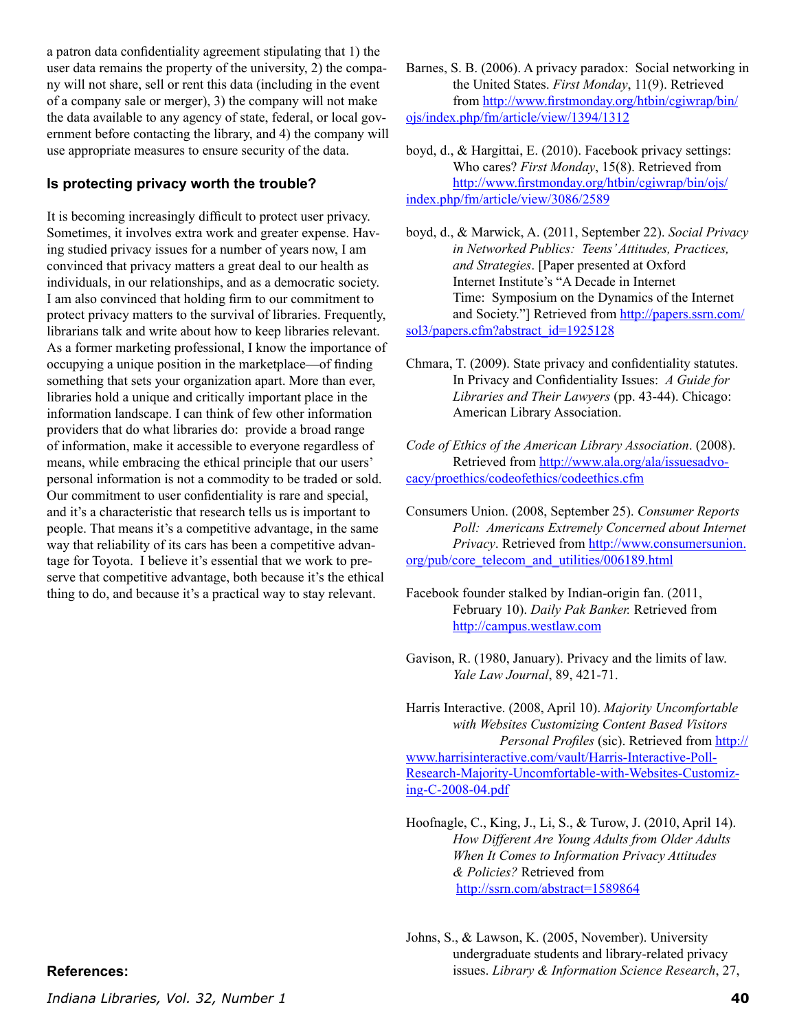a patron data confidentiality agreement stipulating that 1) the user data remains the property of the university, 2) the company will not share, sell or rent this data (including in the event of a company sale or merger), 3) the company will not make the data available to any agency of state, federal, or local government before contacting the library, and 4) the company will use appropriate measures to ensure security of the data.

### Is protecting privacy worth the trouble?

It is becoming increasingly difficult to protect user privacy. Sometimes, it involves extra work and greater expense. Having studied privacy issues for a number of years now, I am convinced that privacy matters a great deal to our health as individuals, in our relationships, and as a democratic society. I am also convinced that holding firm to our commitment to protect privacy matters to the survival of libraries. Frequently, librarians talk and write about how to keep libraries relevant. As a former marketing professional, I know the importance of occupying a unique position in the marketplace—of finding something that sets your organization apart. More than ever, libraries hold a unique and critically important place in the information landscape. I can think of few other information providers that do what libraries do: provide a broad range of information, make it accessible to everyone regardless of means, while embracing the ethical principle that our users' personal information is not a commodity to be traded or sold. Our commitment to user confidentiality is rare and special, and it's a characteristic that research tells us is important to people. That means it's a competitive advantage, in the same way that reliability of its cars has been a competitive advantage for Toyota. I believe it's essential that we work to preserve that competitive advantage, both because it's the ethical thing to do, and because it's a practical way to stay relevant.

### References:

Barnes, S. B. (2006). A privacy paradox: Social networking in the United States. *First Monday*, 11(9). Retrieved from http://www.firstmonday.org/htbin/cgiwrap/bin/ojs/index.php/fm/article/view/1394/1312

boyd, d., & Hargittai, E. (2010). Facebook privacy settings: Who cares? *First Monday*, 15(8). Retrieved from http://www.firstmonday.org/htbin/cgiwrap/bin/ojs/index.php/fm/article/view/3086/2589

boyd, d., & Marwick, A. (2011, September 22). *Social Privacy in Networked Publics: Teens' Attitudes, Practices, and Strategies*. [Paper presented at Oxford Internet Institute's "A Decade in Internet Time: Symposium on the Dynamics of the Internet and Society."] Retrieved from http://papers.ssrn.com/sol3/papers.cfm?abstract_id=1925128

Chmara, T. (2009). State privacy and confidentiality statutes. In Privacy and Confidentiality Issues: *A Guide for Libraries and Their Lawyers* (pp. 43-44). Chicago: American Library Association.

*Code of Ethics of the American Library Association*. (2008). Retrieved from http://www.ala.org/ala/issuesadvocacy/proethics/codeofethics/codeethics.cfm

Consumers Union. (2008, September 25). *Consumer Reports Poll: Americans Extremely Concerned about Internet Privacy*. Retrieved from http://www.consumersunion.org/pub/core_telecom_and_utilities/006189.html

Facebook founder stalked by Indian-origin fan. (2011, February 10). *Daily Pak Banker.* Retrieved from http://campus.westlaw.com

Gavison, R. (1980, January). Privacy and the limits of law. *Yale Law Journal*, 89, 421-71.

Harris Interactive. (2008, April 10). *Majority Uncomfortable with Websites Customizing Content Based Visitors Personal Profiles* (sic). Retrieved from http://www.harrisinteractive.com/vault/Harris-Interactive-Poll-Research-Majority-Uncomfortable-with-Websites-Customizing-C-2008-04.pdf

Hoofnagle, C., King, J., Li, S., & Turow, J. (2010, April 14). *How Different Are Young Adults from Older Adults When It Comes to Information Privacy Attitudes & Policies?* Retrieved from http://ssrn.com/abstract=1589864

Johns, S., & Lawson, K. (2005, November). University undergraduate students and library-related privacy issues. *Library & Information Science Research*, 27,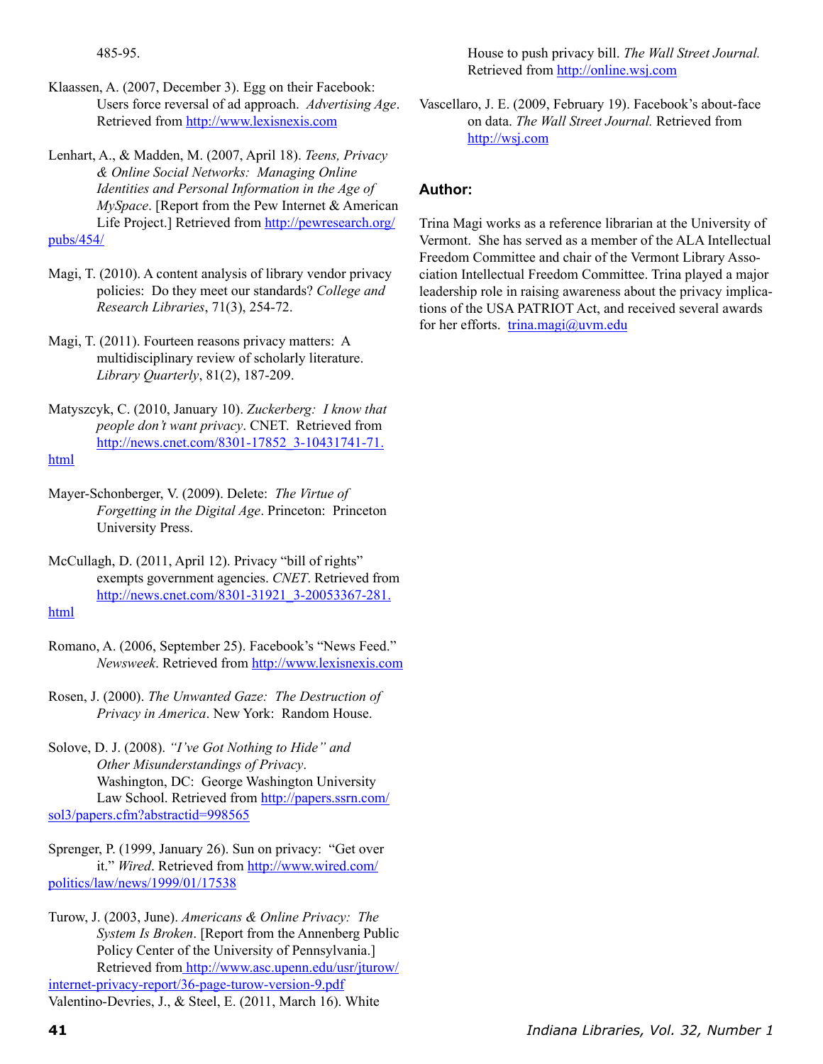485-95.

Klaassen, A. (2007, December 3). Egg on their Facebook: Users force reversal of ad approach. *Advertising Age*. Retrieved from http://www.lexisnexis.com

Lenhart, A., & Madden, M. (2007, April 18). *Teens, Privacy & Online Social Networks: Managing Online Identities and Personal Information in the Age of MySpace*. [Report from the Pew Internet & American Life Project.] Retrieved from http://pewresearch.org/pubs/454/

Magi, T. (2010). A content analysis of library vendor privacy policies: Do they meet our standards? *College and Research Libraries*, 71(3), 254-72.

Magi, T. (2011). Fourteen reasons privacy matters: A multidisciplinary review of scholarly literature. *Library Quarterly*, 81(2), 187-209.

Matyszczyk, C. (2010, January 10). *Zuckerberg: I know that people don't want privacy*. CNET. Retrieved from http://news.cnet.com/8301-17852_3-10431741-71.html

Mayer-Schonberger, V. (2009). Delete: *The Virtue of Forgetting in the Digital Age*. Princeton: Princeton University Press.

McCullagh, D. (2011, April 12). Privacy "bill of rights" exempts government agencies. *CNET*. Retrieved from http://news.cnet.com/8301-31921_3-20053367-281.html

Romano, A. (2006, September 25). Facebook's "News Feed." *Newsweek*. Retrieved from http://www.lexisnexis.com

Rosen, J. (2000). *The Unwanted Gaze: The Destruction of Privacy in America*. New York: Random House.

Solove, D. J. (2008). *"I've Got Nothing to Hide" and Other Misunderstandings of Privacy*. Washington, DC: George Washington University Law School. Retrieved from http://papers.ssrn.com/sol3/papers.cfm?abstractid=998565

Sprenger, P. (1999, January 26). Sun on privacy: "Get over it." *Wired*. Retrieved from http://www.wired.com/politics/law/news/1999/01/17538

Turow, J. (2003, June). *Americans & Online Privacy: The System Is Broken*. [Report from the Annenberg Public Policy Center of the University of Pennsylvania.] Retrieved from http://www.asc.upenn.edu/usr/jturow/internet-privacy-report/36-page-turow-version-9.pdf

Valentino-Devries, J., & Steel, E. (2011, March 16). White House to push privacy bill. *The Wall Street Journal.* Retrieved from http://online.wsj.com

Vascellaro, J. E. (2009, February 19). Facebook's about-face on data. *The Wall Street Journal.* Retrieved from http://wsj.com

## Author:

Trina Magi works as a reference librarian at the University of Vermont. She has served as a member of the ALA Intellectual Freedom Committee and chair of the Vermont Library Association Intellectual Freedom Committee. Trina played a major leadership role in raising awareness about the privacy implications of the USA PATRIOT Act, and received several awards for her efforts. trina.magi@uvm.edu